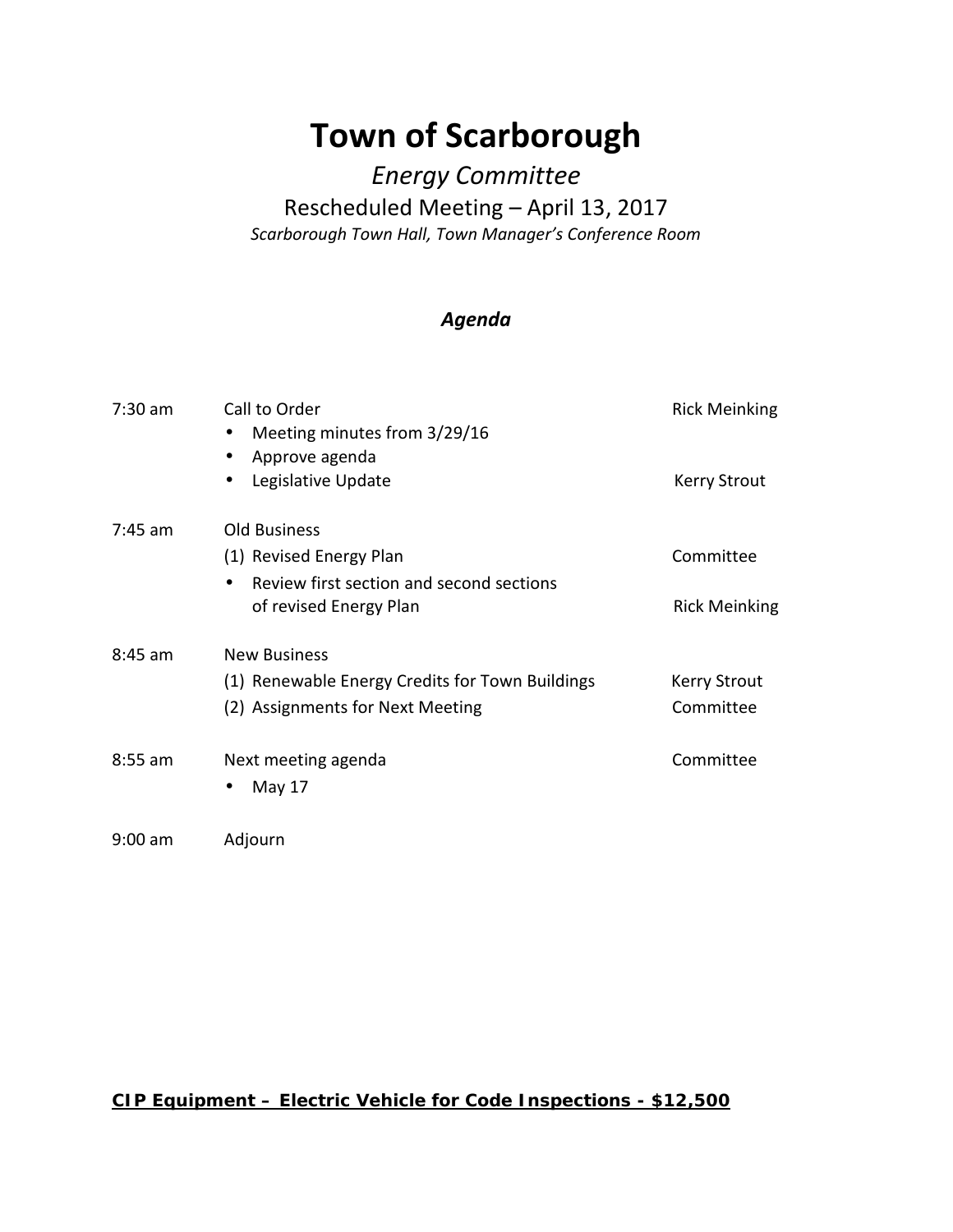# Town of Scarborough

## *Energy Committee*

### Rescheduled Meeting – April 13, 2017

*Scarborough Town Hall, Town Manager's Conference Room*

### ***Agenda***

| | | |
|---|---|---|
| 7:30 am | Call to Order | Rick Meinking |
| | • Meeting minutes from 3/29/16 | |
| | • Approve agenda | |
| | • Legislative Update | Kerry Strout |
| 7:45 am | Old Business | |
| | (1) Revised Energy Plan | Committee |
| | • Review first section and second sections of revised Energy Plan | Rick Meinking |
| 8:45 am | New Business | |
| | (1) Renewable Energy Credits for Town Buildings | Kerry Strout |
| | (2) Assignments for Next Meeting | Committee |
| 8:55 am | Next meeting agenda | Committee |
| | • May 17 | |
| 9:00 am | Adjourn | |

**CIP Equipment – Electric Vehicle for Code Inspections - $12,500**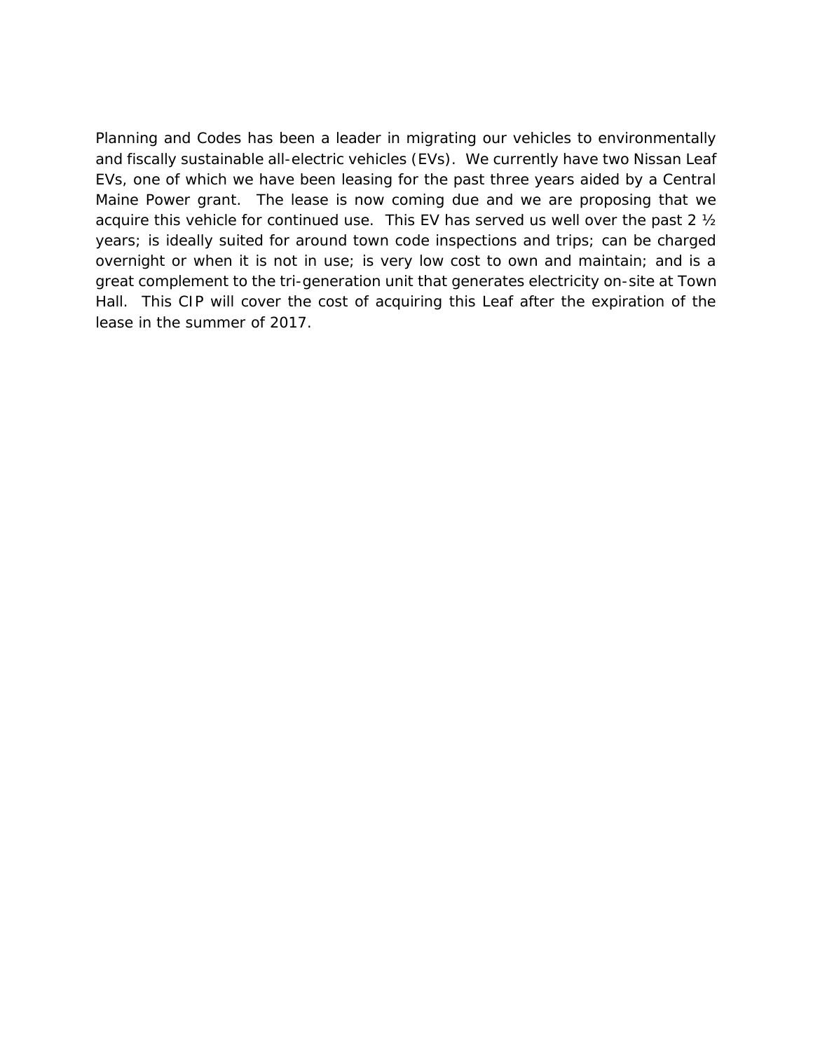Planning and Codes has been a leader in migrating our vehicles to environmentally and fiscally sustainable all-electric vehicles (EVs). We currently have two Nissan Leaf EVs, one of which we have been leasing for the past three years aided by a Central Maine Power grant. The lease is now coming due and we are proposing that we acquire this vehicle for continued use. This EV has served us well over the past 2 ½ years; is ideally suited for around town code inspections and trips; can be charged overnight or when it is not in use; is very low cost to own and maintain; and is a great complement to the tri-generation unit that generates electricity on-site at Town Hall. This CIP will cover the cost of acquiring this Leaf after the expiration of the lease in the summer of 2017.